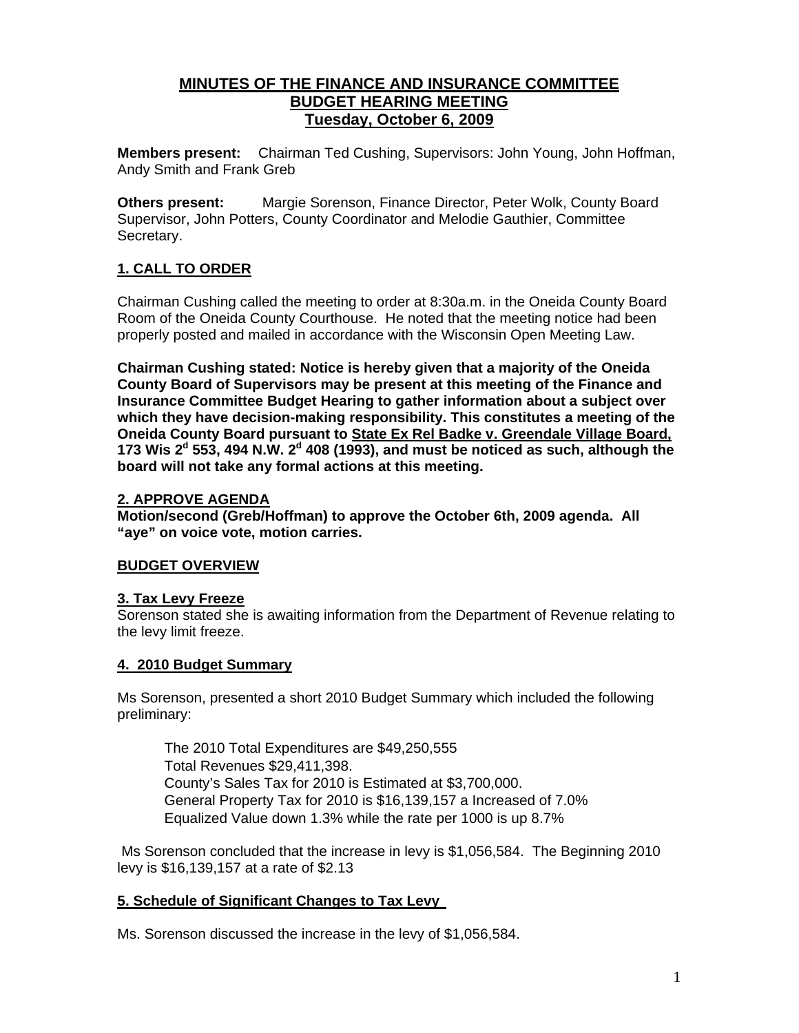# MINUTES OF THE FINANCE AND INSURANCE COMMITTEE BUDGET HEARING MEETING Tuesday, October 6, 2009

**Members present:** Chairman Ted Cushing, Supervisors: John Young, John Hoffman, Andy Smith and Frank Greb

**Others present:** Margie Sorenson, Finance Director, Peter Wolk, County Board Supervisor, John Potters, County Coordinator and Melodie Gauthier, Committee Secretary.

## 1. CALL TO ORDER

Chairman Cushing called the meeting to order at 8:30a.m. in the Oneida County Board Room of the Oneida County Courthouse. He noted that the meeting notice had been properly posted and mailed in accordance with the Wisconsin Open Meeting Law.

**Chairman Cushing stated: Notice is hereby given that a majority of the Oneida County Board of Supervisors may be present at this meeting of the Finance and Insurance Committee Budget Hearing to gather information about a subject over which they have decision-making responsibility. This constitutes a meeting of the Oneida County Board pursuant to State Ex Rel Badke v. Greendale Village Board, 173 Wis 2d 553, 494 N.W. 2d 408 (1993), and must be noticed as such, although the board will not take any formal actions at this meeting.**

## 2. APPROVE AGENDA

**Motion/second (Greb/Hoffman) to approve the October 6th, 2009 agenda. All "aye" on voice vote, motion carries.**

## BUDGET OVERVIEW

### 3. Tax Levy Freeze

Sorenson stated she is awaiting information from the Department of Revenue relating to the levy limit freeze.

### 4. 2010 Budget Summary

Ms Sorenson, presented a short 2010 Budget Summary which included the following preliminary:

The 2010 Total Expenditures are $49,250,555
Total Revenues $29,411,398.
County's Sales Tax for 2010 is Estimated at $3,700,000.
General Property Tax for 2010 is $16,139,157 a Increased of 7.0%
Equalized Value down 1.3% while the rate per 1000 is up 8.7%

Ms Sorenson concluded that the increase in levy is $1,056,584. The Beginning 2010 levy is $16,139,157 at a rate of $2.13

### 5. Schedule of Significant Changes to Tax Levy

Ms. Sorenson discussed the increase in the levy of $1,056,584.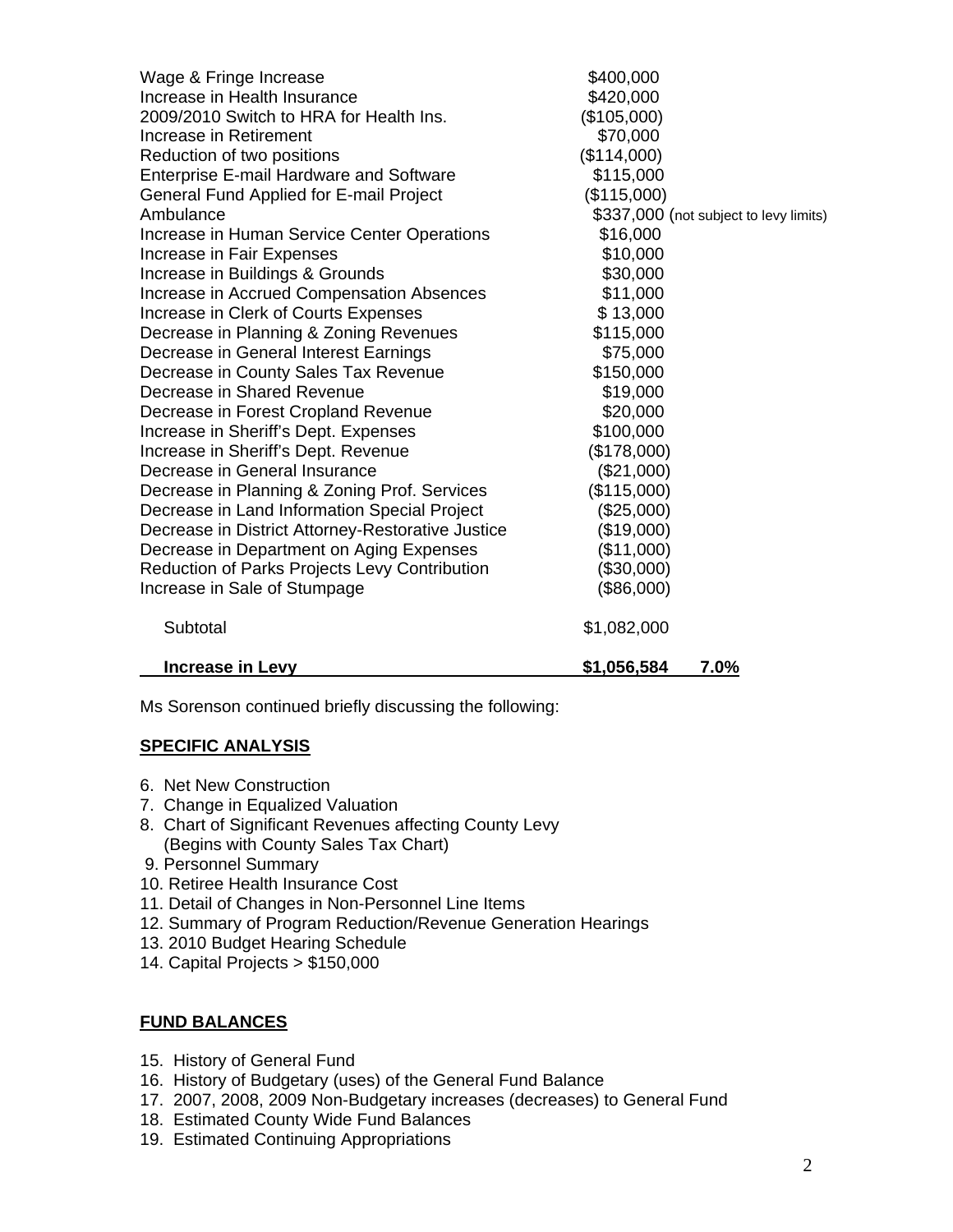| | | |
|---|---|---|
| Wage & Fringe Increase | $400,000 | |
| Increase in Health Insurance | $420,000 | |
| 2009/2010 Switch to HRA for Health Ins. | ($105,000) | |
| Increase in Retirement | $70,000 | |
| Reduction of two positions | ($114,000) | |
| Enterprise E-mail Hardware and Software | $115,000 | |
| General Fund Applied for E-mail Project | ($115,000) | |
| Ambulance | $337,000 (not subject to levy limits) | |
| Increase in Human Service Center Operations | $16,000 | |
| Increase in Fair Expenses | $10,000 | |
| Increase in Buildings & Grounds | $30,000 | |
| Increase in Accrued Compensation Absences | $11,000 | |
| Increase in Clerk of Courts Expenses | $ 13,000 | |
| Decrease in Planning & Zoning Revenues | $115,000 | |
| Decrease in General Interest Earnings | $75,000 | |
| Decrease in County Sales Tax Revenue | $150,000 | |
| Decrease in Shared Revenue | $19,000 | |
| Decrease in Forest Cropland Revenue | $20,000 | |
| Increase in Sheriff's Dept. Expenses | $100,000 | |
| Increase in Sheriff's Dept. Revenue | ($178,000) | |
| Decrease in General Insurance | ($21,000) | |
| Decrease in Planning & Zoning Prof. Services | ($115,000) | |
| Decrease in Land Information Special Project | ($25,000) | |
| Decrease in District Attorney-Restorative Justice | ($19,000) | |
| Decrease in Department on Aging Expenses | ($11,000) | |
| Reduction of Parks Projects Levy Contribution | ($30,000) | |
| Increase in Sale of Stumpage | ($86,000) | |
| Subtotal | $1,082,000 | |
| **Increase in Levy** | **$1,056,584** | **7.0%** |

Ms Sorenson continued briefly discussing the following:

**SPECIFIC ANALYSIS**

6. Net New Construction
7. Change in Equalized Valuation
8. Chart of Significant Revenues affecting County Levy
   (Begins with County Sales Tax Chart)
9. Personnel Summary
10. Retiree Health Insurance Cost
11. Detail of Changes in Non-Personnel Line Items
12. Summary of Program Reduction/Revenue Generation Hearings
13. 2010 Budget Hearing Schedule
14. Capital Projects > $150,000

**FUND BALANCES**

15. History of General Fund
16. History of Budgetary (uses) of the General Fund Balance
17. 2007, 2008, 2009 Non-Budgetary increases (decreases) to General Fund
18. Estimated County Wide Fund Balances
19. Estimated Continuing Appropriations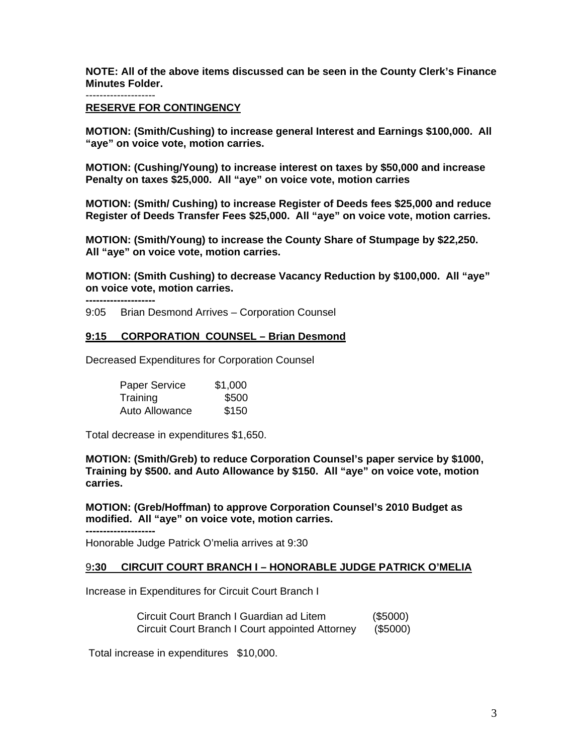**NOTE: All of the above items discussed can be seen in the County Clerk's Finance Minutes Folder.**

--------------------

**RESERVE FOR CONTINGENCY**

**MOTION: (Smith/Cushing) to increase general Interest and Earnings $100,000. All "aye" on voice vote, motion carries.**

**MOTION: (Cushing/Young) to increase interest on taxes by $50,000 and increase Penalty on taxes $25,000. All "aye" on voice vote, motion carries**

**MOTION: (Smith/ Cushing) to increase Register of Deeds fees $25,000 and reduce Register of Deeds Transfer Fees $25,000. All "aye" on voice vote, motion carries.**

**MOTION: (Smith/Young) to increase the County Share of Stumpage by $22,250. All "aye" on voice vote, motion carries.**

**MOTION: (Smith Cushing) to decrease Vacancy Reduction by $100,000. All "aye" on voice vote, motion carries.**

**--------------------**

9:05 Brian Desmond Arrives – Corporation Counsel

**9:15 CORPORATION COUNSEL – Brian Desmond**

Decreased Expenditures for Corporation Counsel

| | |
|---|---|
| Paper Service | $1,000 |
| Training | $500 |
| Auto Allowance | $150 |

Total decrease in expenditures $1,650.

**MOTION: (Smith/Greb) to reduce Corporation Counsel's paper service by $1000, Training by $500. and Auto Allowance by $150. All "aye" on voice vote, motion carries.**

**MOTION: (Greb/Hoffman) to approve Corporation Counsel's 2010 Budget as modified. All "aye" on voice vote, motion carries.**

**--------------------**

Honorable Judge Patrick O'melia arrives at 9:30

**9:30 CIRCUIT COURT BRANCH I – HONORABLE JUDGE PATRICK O'MELIA**

Increase in Expenditures for Circuit Court Branch I

| | |
|---|---|
| Circuit Court Branch I Guardian ad Litem | ($5000) |
| Circuit Court Branch I Court appointed Attorney | ($5000) |

Total increase in expenditures $10,000.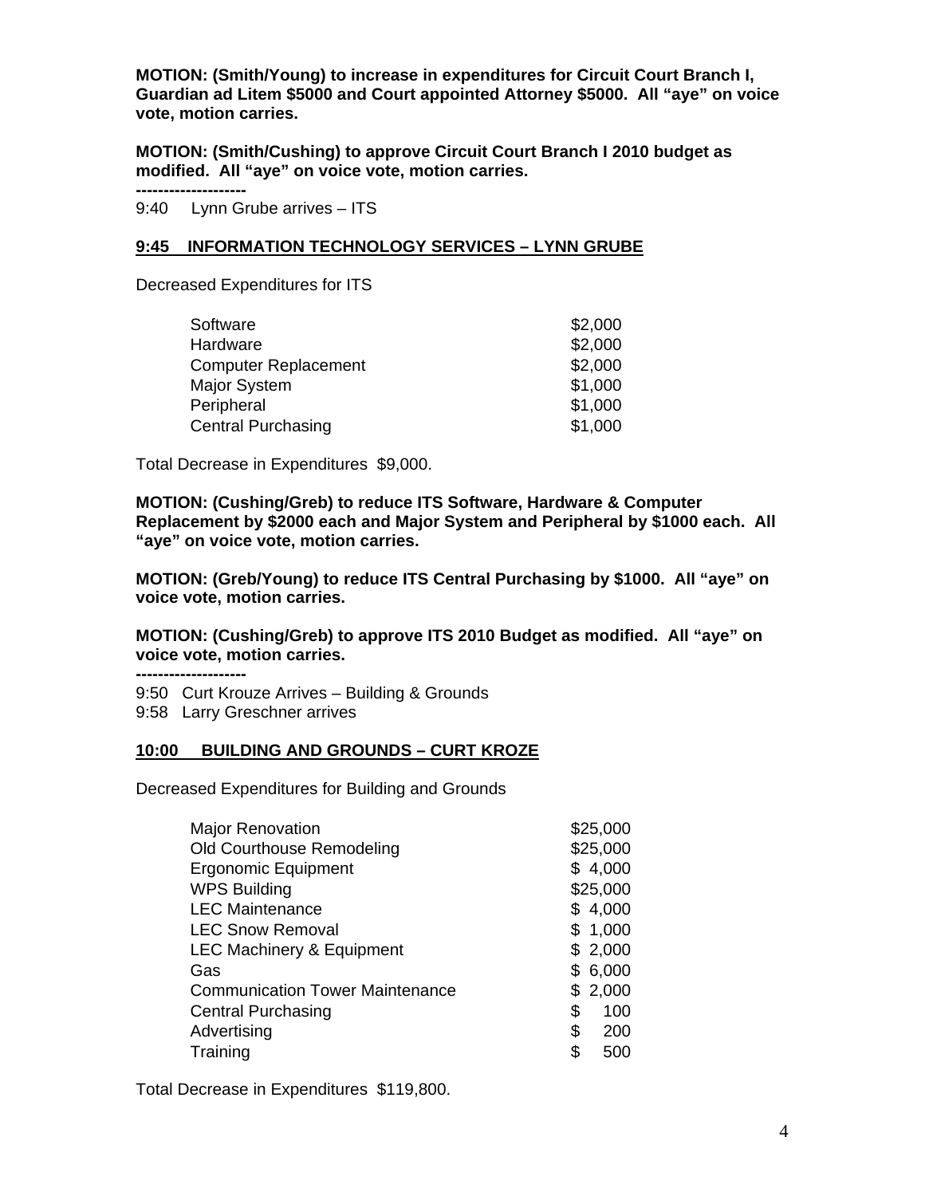**MOTION: (Smith/Young) to increase in expenditures for Circuit Court Branch I, Guardian ad Litem $5000 and Court appointed Attorney $5000. All "aye" on voice vote, motion carries.**

**MOTION: (Smith/Cushing) to approve Circuit Court Branch I 2010 budget as modified. All "aye" on voice vote, motion carries.**

**--------------------**

9:40 Lynn Grube arrives – ITS

**9:45 INFORMATION TECHNOLOGY SERVICES – LYNN GRUBE**

Decreased Expenditures for ITS

| | |
|---|---|
| Software | $2,000 |
| Hardware | $2,000 |
| Computer Replacement | $2,000 |
| Major System | $1,000 |
| Peripheral | $1,000 |
| Central Purchasing | $1,000 |

Total Decrease in Expenditures $9,000.

**MOTION: (Cushing/Greb) to reduce ITS Software, Hardware & Computer Replacement by $2000 each and Major System and Peripheral by $1000 each. All "aye" on voice vote, motion carries.**

**MOTION: (Greb/Young) to reduce ITS Central Purchasing by $1000. All "aye" on voice vote, motion carries.**

**MOTION: (Cushing/Greb) to approve ITS 2010 Budget as modified. All "aye" on voice vote, motion carries.**

**--------------------**

9:50 Curt Krouze Arrives – Building & Grounds

9:58 Larry Greschner arrives

**10:00 BUILDING AND GROUNDS – CURT KROZE**

Decreased Expenditures for Building and Grounds

| | |
|---|---|
| Major Renovation | $25,000 |
| Old Courthouse Remodeling | $25,000 |
| Ergonomic Equipment | $ 4,000 |
| WPS Building | $25,000 |
| LEC Maintenance | $ 4,000 |
| LEC Snow Removal | $ 1,000 |
| LEC Machinery & Equipment | $ 2,000 |
| Gas | $ 6,000 |
| Communication Tower Maintenance | $ 2,000 |
| Central Purchasing | $ 100 |
| Advertising | $ 200 |
| Training | $ 500 |

Total Decrease in Expenditures $119,800.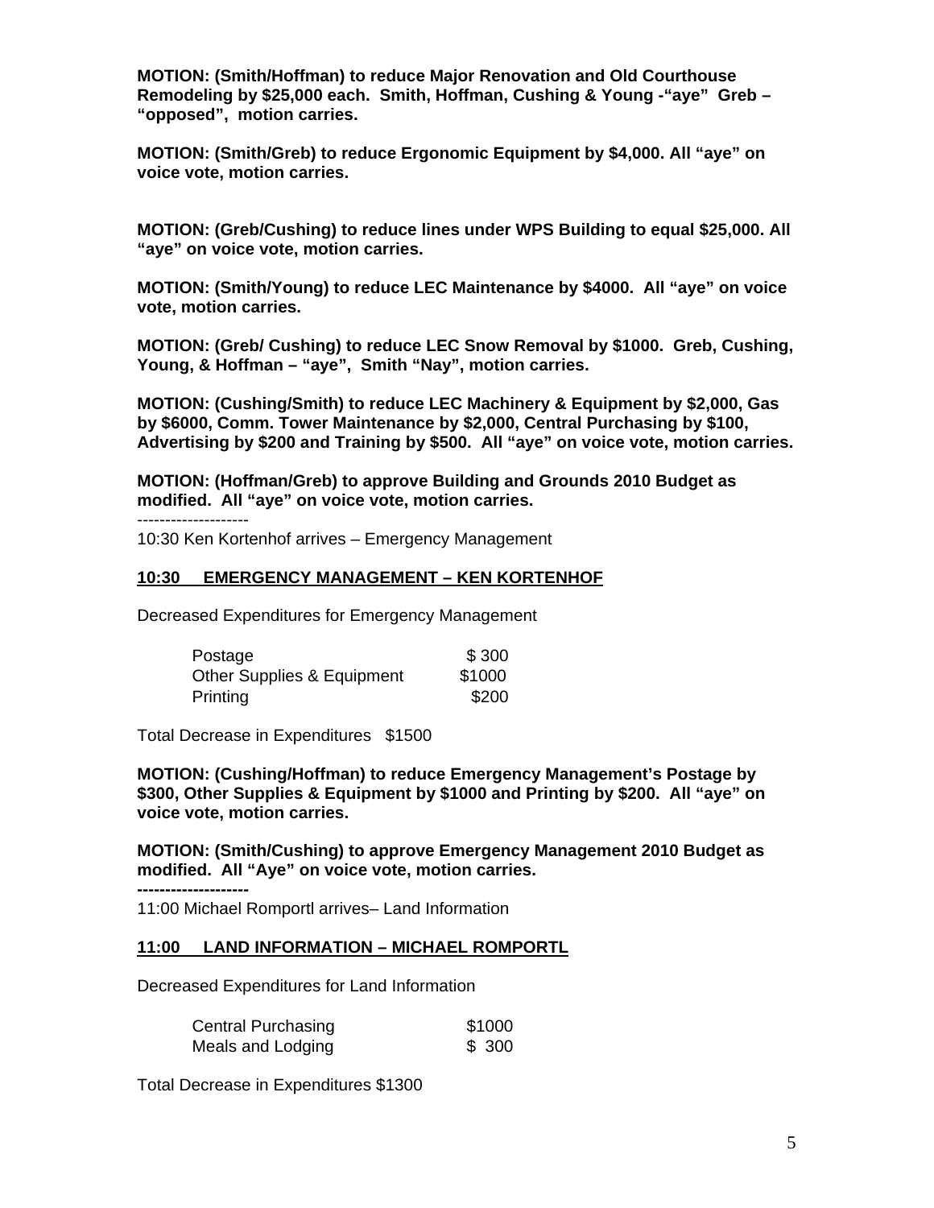**MOTION: (Smith/Hoffman) to reduce Major Renovation and Old Courthouse Remodeling by $25,000 each. Smith, Hoffman, Cushing & Young -"aye" Greb – "opposed", motion carries.**

**MOTION: (Smith/Greb) to reduce Ergonomic Equipment by $4,000. All "aye" on voice vote, motion carries.**

**MOTION: (Greb/Cushing) to reduce lines under WPS Building to equal $25,000. All "aye" on voice vote, motion carries.**

**MOTION: (Smith/Young) to reduce LEC Maintenance by $4000. All "aye" on voice vote, motion carries.**

**MOTION: (Greb/ Cushing) to reduce LEC Snow Removal by $1000. Greb, Cushing, Young, & Hoffman – "aye", Smith "Nay", motion carries.**

**MOTION: (Cushing/Smith) to reduce LEC Machinery & Equipment by $2,000, Gas by $6000, Comm. Tower Maintenance by $2,000, Central Purchasing by $100, Advertising by $200 and Training by $500. All "aye" on voice vote, motion carries.**

**MOTION: (Hoffman/Greb) to approve Building and Grounds 2010 Budget as modified. All "aye" on voice vote, motion carries.**

--------------------

10:30 Ken Kortenhof arrives – Emergency Management

<u>**10:30 EMERGENCY MANAGEMENT – KEN KORTENHOF**</u>

Decreased Expenditures for Emergency Management

| | |
|---|---|
| Postage | $ 300 |
| Other Supplies & Equipment | $1000 |
| Printing | $200 |

Total Decrease in Expenditures $1500

**MOTION: (Cushing/Hoffman) to reduce Emergency Management's Postage by $300, Other Supplies & Equipment by $1000 and Printing by $200. All "aye" on voice vote, motion carries.**

**MOTION: (Smith/Cushing) to approve Emergency Management 2010 Budget as modified. All "Aye" on voice vote, motion carries.**

**--------------------**

11:00 Michael Romportl arrives– Land Information

<u>**11:00 LAND INFORMATION – MICHAEL ROMPORTL**</u>

Decreased Expenditures for Land Information

| | |
|---|---|
| Central Purchasing | $1000 |
| Meals and Lodging | $ 300 |

Total Decrease in Expenditures $1300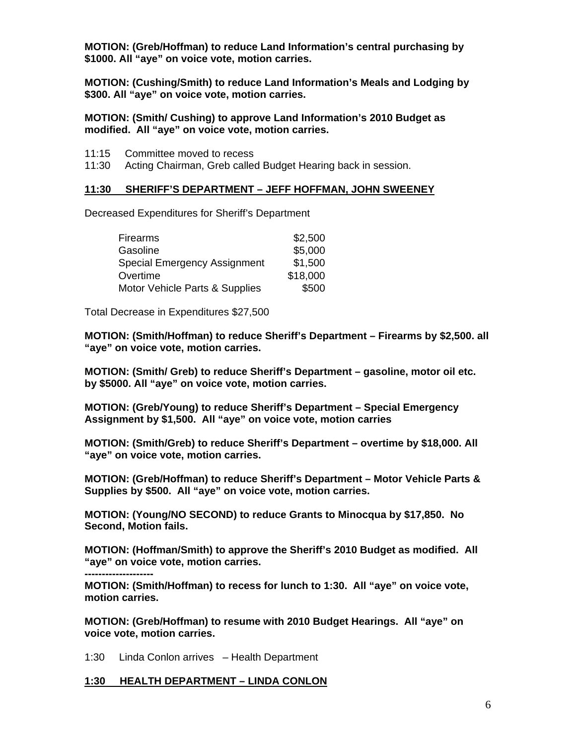**MOTION: (Greb/Hoffman) to reduce Land Information's central purchasing by $1000. All "aye" on voice vote, motion carries.**

**MOTION: (Cushing/Smith) to reduce Land Information's Meals and Lodging by $300. All "aye" on voice vote, motion carries.**

**MOTION: (Smith/ Cushing) to approve Land Information's 2010 Budget as modified. All "aye" on voice vote, motion carries.**

11:15 Committee moved to recess
11:30 Acting Chairman, Greb called Budget Hearing back in session.

**11:30 SHERIFF'S DEPARTMENT – JEFF HOFFMAN, JOHN SWEENEY**

Decreased Expenditures for Sheriff's Department

| | |
|---|---|
| Firearms | $2,500 |
| Gasoline | $5,000 |
| Special Emergency Assignment | $1,500 |
| Overtime | $18,000 |
| Motor Vehicle Parts & Supplies | $500 |

Total Decrease in Expenditures $27,500

**MOTION: (Smith/Hoffman) to reduce Sheriff's Department – Firearms by $2,500. all "aye" on voice vote, motion carries.**

**MOTION: (Smith/ Greb) to reduce Sheriff's Department – gasoline, motor oil etc. by $5000. All "aye" on voice vote, motion carries.**

**MOTION: (Greb/Young) to reduce Sheriff's Department – Special Emergency Assignment by $1,500. All "aye" on voice vote, motion carries**

**MOTION: (Smith/Greb) to reduce Sheriff's Department – overtime by $18,000. All "aye" on voice vote, motion carries.**

**MOTION: (Greb/Hoffman) to reduce Sheriff's Department – Motor Vehicle Parts & Supplies by $500. All "aye" on voice vote, motion carries.**

**MOTION: (Young/NO SECOND) to reduce Grants to Minocqua by $17,850. No Second, Motion fails.**

**MOTION: (Hoffman/Smith) to approve the Sheriff's 2010 Budget as modified. All "aye" on voice vote, motion carries.**

**-------------------**

**MOTION: (Smith/Hoffman) to recess for lunch to 1:30. All "aye" on voice vote, motion carries.**

**MOTION: (Greb/Hoffman) to resume with 2010 Budget Hearings. All "aye" on voice vote, motion carries.**

1:30 Linda Conlon arrives – Health Department

**1:30 HEALTH DEPARTMENT – LINDA CONLON**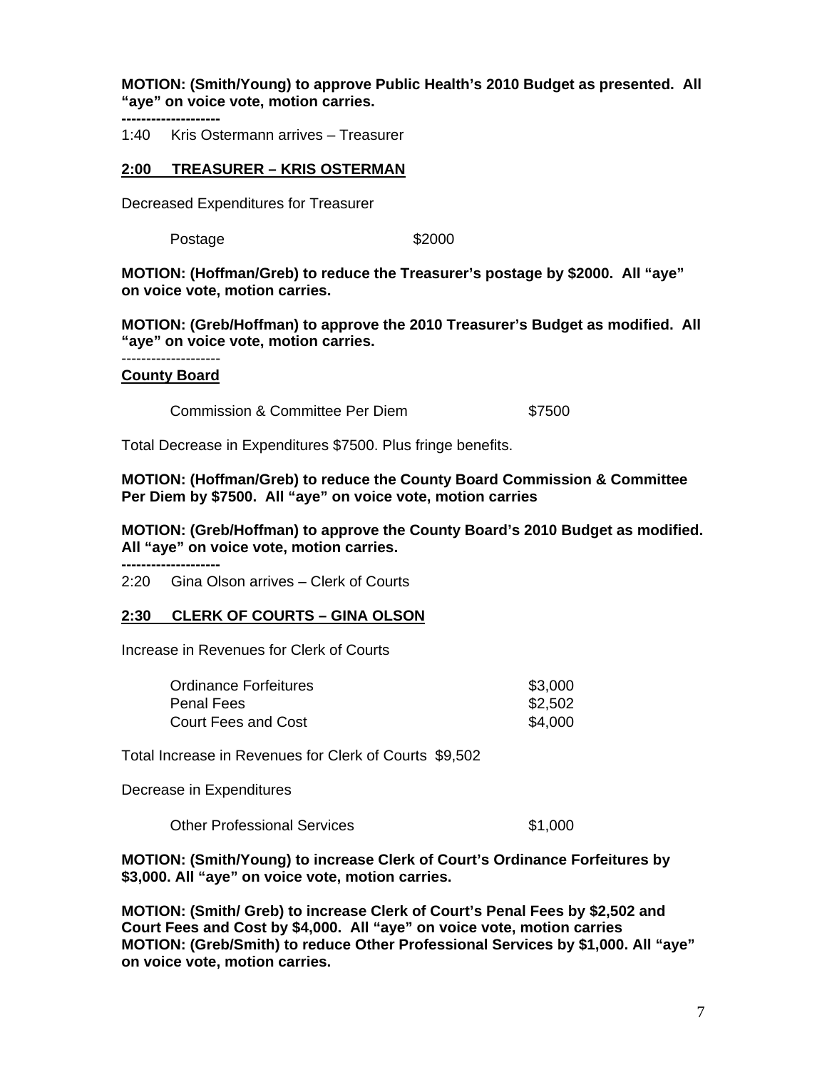**MOTION: (Smith/Young) to approve Public Health's 2010 Budget as presented. All "aye" on voice vote, motion carries.**

**-------------------**

1:40 Kris Ostermann arrives – Treasurer

**2:00 TREASURER – KRIS OSTERMAN**

Decreased Expenditures for Treasurer

| | |
|---|---|
| Postage | $2000 |

**MOTION: (Hoffman/Greb) to reduce the Treasurer's postage by $2000. All "aye" on voice vote, motion carries.**

**MOTION: (Greb/Hoffman) to approve the 2010 Treasurer's Budget as modified. All "aye" on voice vote, motion carries.**

-------------------

**County Board**

| | |
|---|---|
| Commission & Committee Per Diem | $7500 |

Total Decrease in Expenditures $7500. Plus fringe benefits.

**MOTION: (Hoffman/Greb) to reduce the County Board Commission & Committee Per Diem by $7500. All "aye" on voice vote, motion carries**

**MOTION: (Greb/Hoffman) to approve the County Board's 2010 Budget as modified. All "aye" on voice vote, motion carries.**

**-------------------**

2:20 Gina Olson arrives – Clerk of Courts

**2:30 CLERK OF COURTS – GINA OLSON**

Increase in Revenues for Clerk of Courts

| | |
|---|---|
| Ordinance Forfeitures | $3,000 |
| Penal Fees | $2,502 |
| Court Fees and Cost | $4,000 |

Total Increase in Revenues for Clerk of Courts $9,502

Decrease in Expenditures

| | |
|---|---|
| Other Professional Services | $1,000 |

**MOTION: (Smith/Young) to increase Clerk of Court's Ordinance Forfeitures by $3,000. All "aye" on voice vote, motion carries.**

**MOTION: (Smith/ Greb) to increase Clerk of Court's Penal Fees by $2,502 and Court Fees and Cost by $4,000. All "aye" on voice vote, motion carries**
**MOTION: (Greb/Smith) to reduce Other Professional Services by $1,000. All "aye" on voice vote, motion carries.**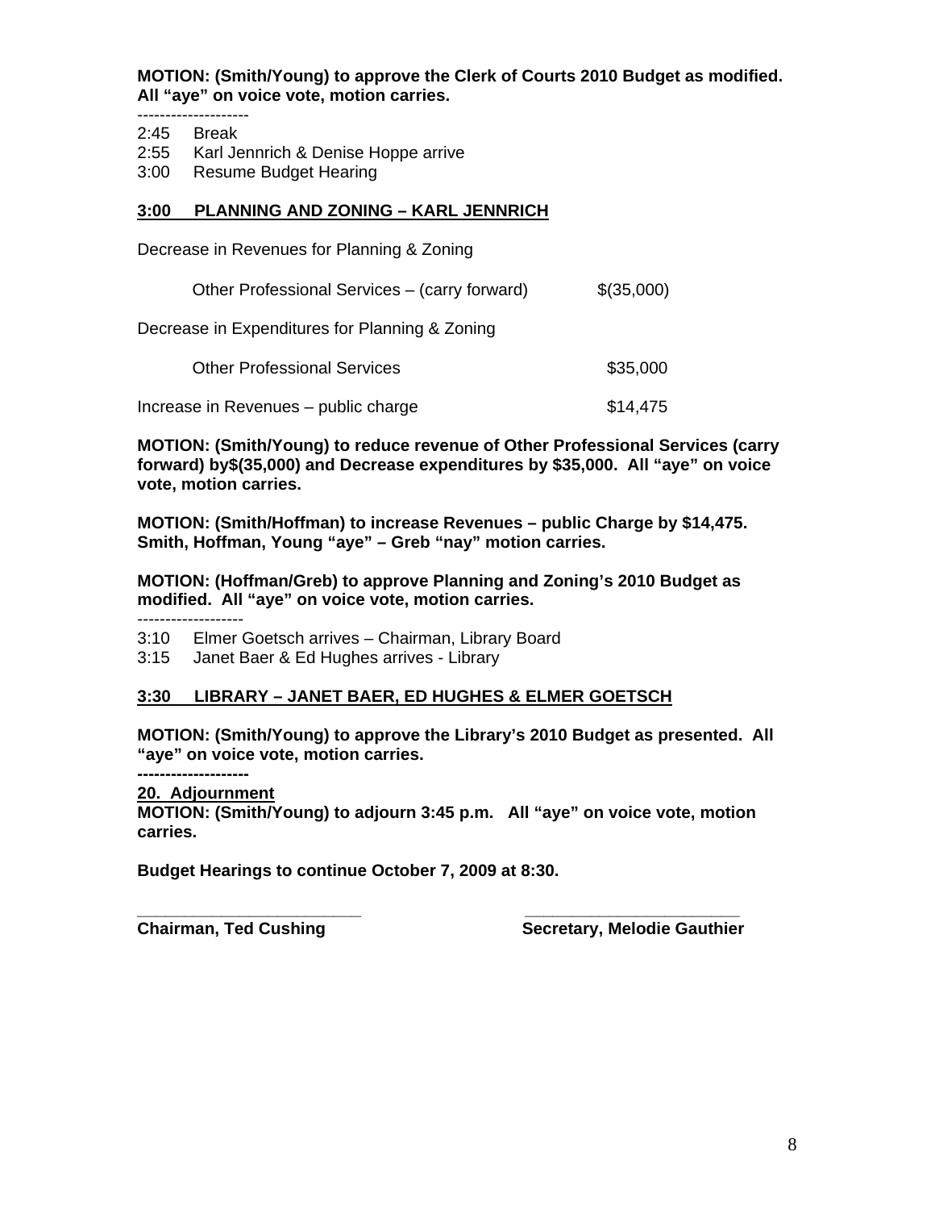**MOTION: (Smith/Young) to approve the Clerk of Courts 2010 Budget as modified. All "aye" on voice vote, motion carries.**

-------------------

2:45 Break
2:55 Karl Jennrich & Denise Hoppe arrive
3:00 Resume Budget Hearing

**<u>3:00 PLANNING AND ZONING – KARL JENNRICH</u>**

Decrease in Revenues for Planning & Zoning

| | |
|---|---|
| Other Professional Services – (carry forward) | $(35,000) |

Decrease in Expenditures for Planning & Zoning

| | |
|---|---|
| Other Professional Services | $35,000 |

| | |
|---|---|
| Increase in Revenues – public charge | $14,475 |

**MOTION: (Smith/Young) to reduce revenue of Other Professional Services (carry forward) by$(35,000) and Decrease expenditures by $35,000. All "aye" on voice vote, motion carries.**

**MOTION: (Smith/Hoffman) to increase Revenues – public Charge by $14,475. Smith, Hoffman, Young "aye" – Greb "nay" motion carries.**

**MOTION: (Hoffman/Greb) to approve Planning and Zoning's 2010 Budget as modified. All "aye" on voice vote, motion carries.**

-------------------

3:10 Elmer Goetsch arrives – Chairman, Library Board
3:15 Janet Baer & Ed Hughes arrives - Library

**<u>3:30 LIBRARY – JANET BAER, ED HUGHES & ELMER GOETSCH</u>**

**MOTION: (Smith/Young) to approve the Library's 2010 Budget as presented. All "aye" on voice vote, motion carries.**

**-------------------**

**<u>20. Adjournment</u>**

**MOTION: (Smith/Young) to adjourn 3:45 p.m. All "aye" on voice vote, motion carries.**

**Budget Hearings to continue October 7, 2009 at 8:30.**

**________________________** **________________________**

**Chairman, Ted Cushing** **Secretary, Melodie Gauthier**